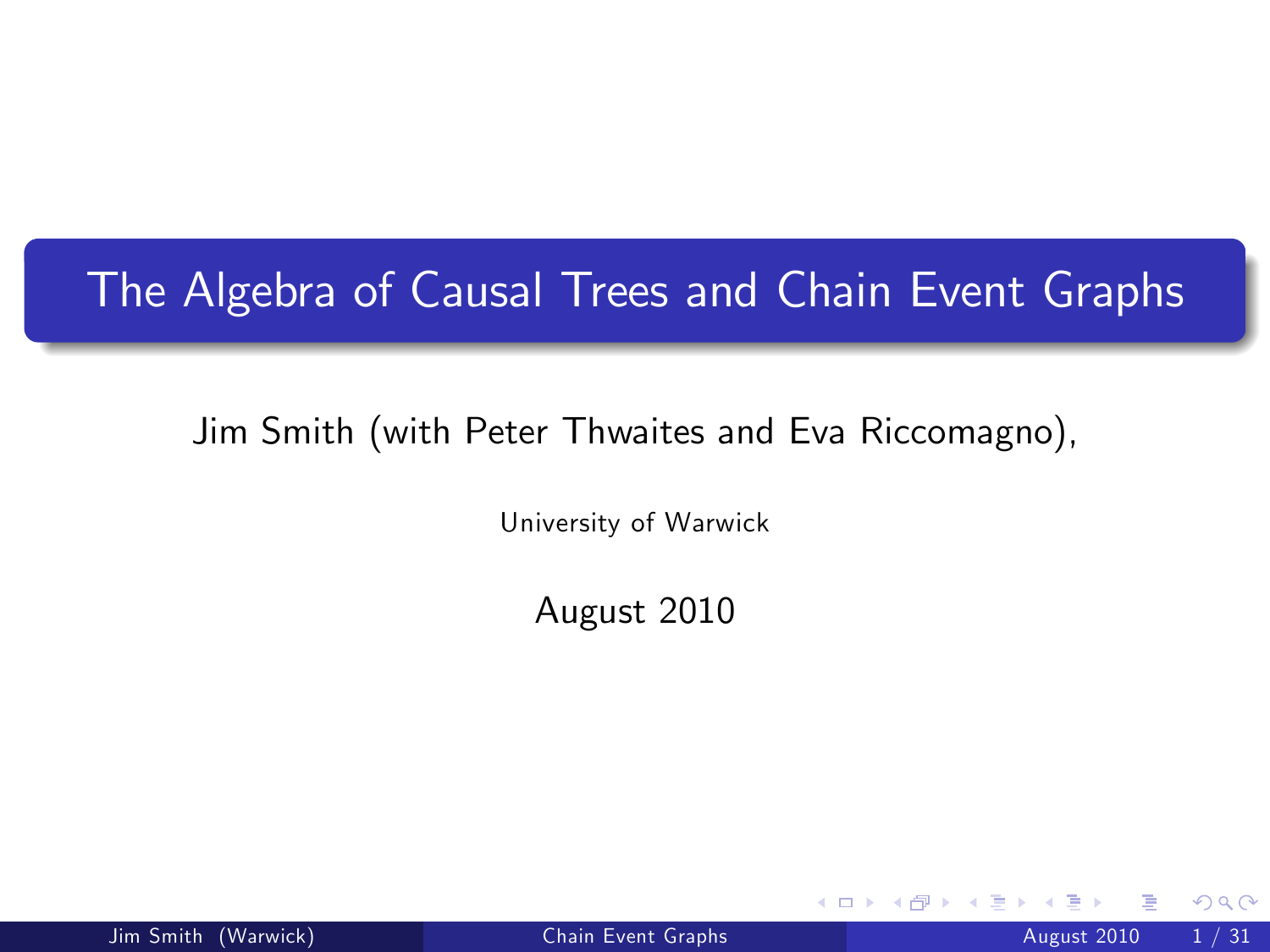# The Algebra of Causal Trees and Chain Event Graphs

Jim Smith (with Peter Thwaites and Eva Riccomagno),

University of Warwick

August 2010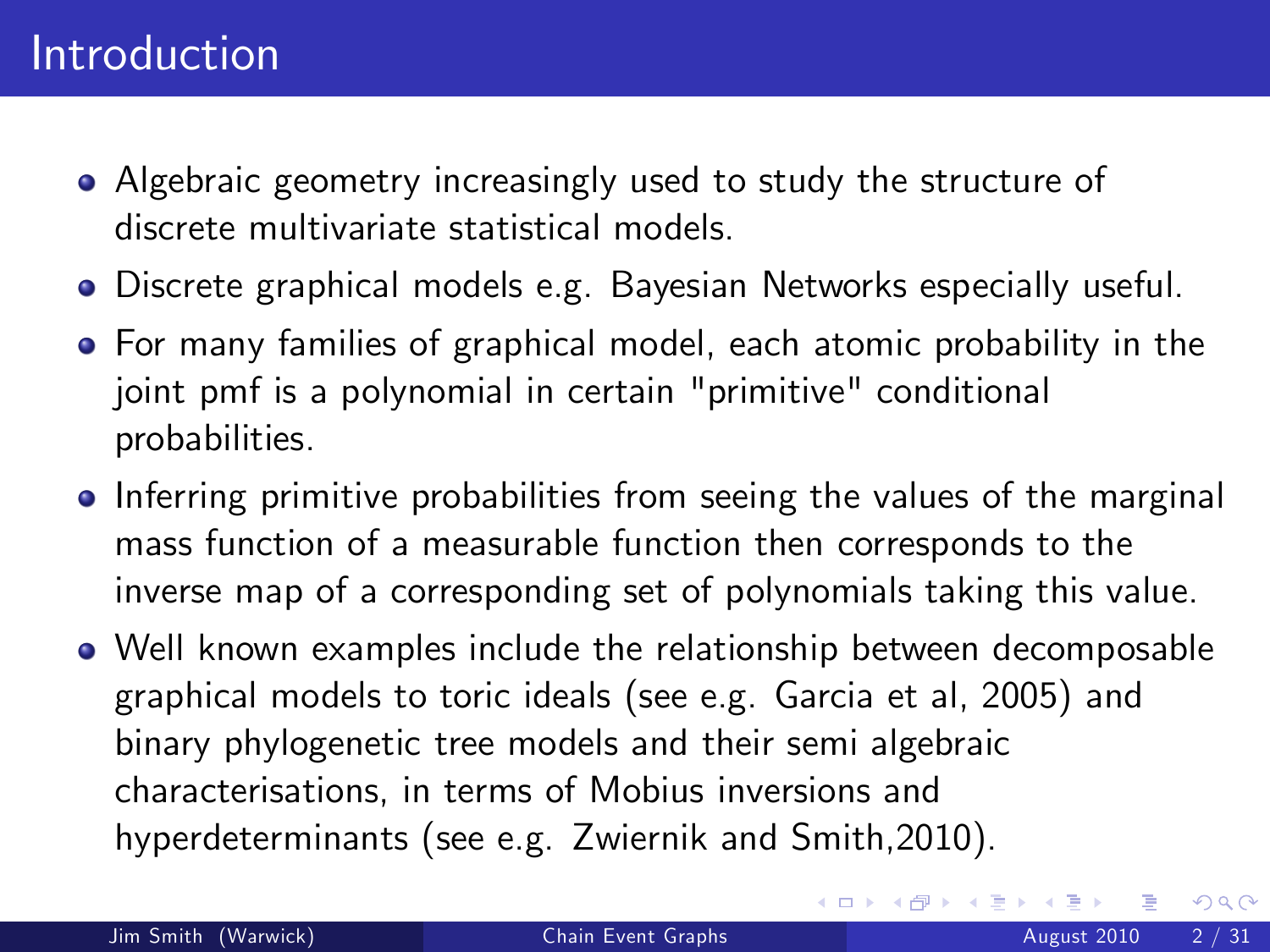# Introduction

- Algebraic geometry increasingly used to study the structure of discrete multivariate statistical models.
- Discrete graphical models e.g. Bayesian Networks especially useful.
- For many families of graphical model, each atomic probability in the joint pmf is a polynomial in certain "primitive" conditional probabilities.
- Inferring primitive probabilities from seeing the values of the marginal mass function of a measurable function then corresponds to the inverse map of a corresponding set of polynomials taking this value.
- Well known examples include the relationship between decomposable graphical models to toric ideals (see e.g. Garcia et al, 2005) and binary phylogenetic tree models and their semi algebraic characterisations, in terms of Mobius inversions and hyperdeterminants (see e.g. Zwiernik and Smith,2010).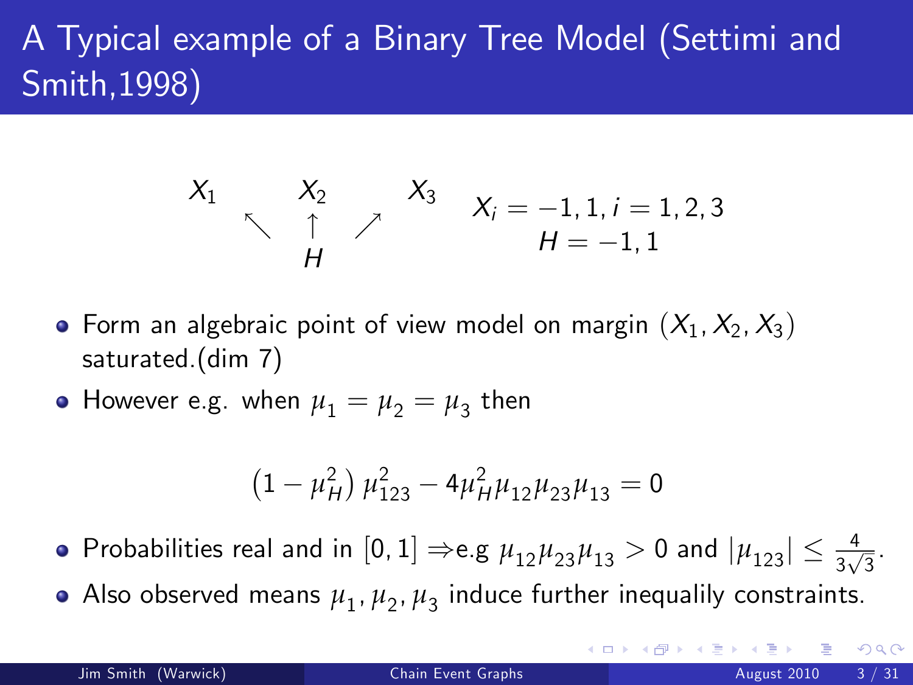# A Typical example of a Binary Tree Model (Settimi and Smith,1998)

$$
\begin{array}{ccc}
X_1 & X_2 & X_3 \\
\nwarrow & \uparrow & \nearrow \\
 & H &
\end{array}
\qquad
\begin{array}{c}
X_i = -1, 1, i = 1, 2, 3 \\
H = -1, 1
\end{array}
$$

- Form an algebraic point of view model on margin $(X_1, X_2, X_3)$ saturated.(dim 7)
- However e.g. when $\mu_1 = \mu_2 = \mu_3$ then

$$\left(1 - \mu_H^2\right) \mu_{123}^2 - 4\mu_H^2 \mu_{12}\mu_{23}\mu_{13} = 0$$

- Probabilities real and in $[0, 1] \Rightarrow$e.g $\mu_{12}\mu_{23}\mu_{13} > 0$ and $|\mu_{123}| \leq \frac{4}{3\sqrt{3}}$.
- Also observed means $\mu_1, \mu_2, \mu_3$ induce further inequalily constraints.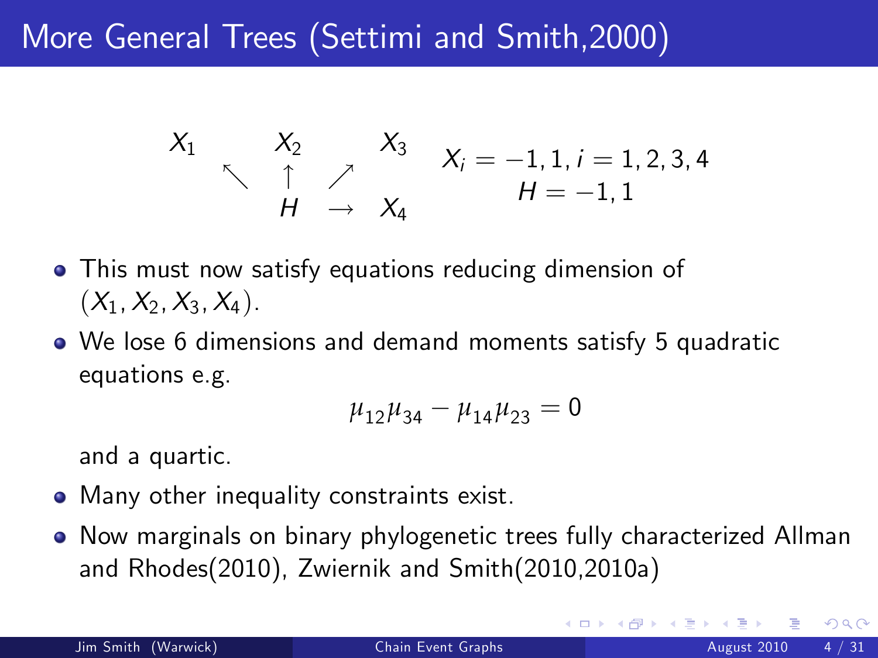# More General Trees (Settimi and Smith,2000)

$$
\begin{array}{ccccc}
X_1 & & X_2 & & X_3 \\
& \nwarrow & \uparrow & \nearrow & \\
& & H & \rightarrow & X_4
\end{array}
\qquad
\begin{array}{c}
X_i = -1, 1, i = 1, 2, 3, 4 \\
H = -1, 1
\end{array}
$$

- This must now satisfy equations reducing dimension of $(X_1, X_2, X_3, X_4)$.
- We lose 6 dimensions and demand moments satisfy 5 quadratic equations e.g.

$$
\mu_{12}\mu_{34} - \mu_{14}\mu_{23} = 0
$$

  and a quartic.

- Many other inequality constraints exist.
- Now marginals on binary phylogenetic trees fully characterized Allman and Rhodes(2010), Zwiernik and Smith(2010,2010a)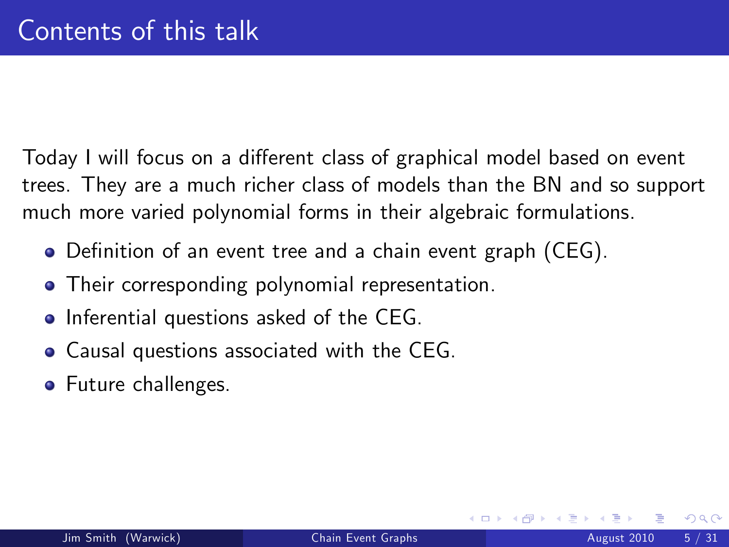# Contents of this talk

Today I will focus on a different class of graphical model based on event trees. They are a much richer class of models than the BN and so support much more varied polynomial forms in their algebraic formulations.

- Definition of an event tree and a chain event graph (CEG).
- Their corresponding polynomial representation.
- Inferential questions asked of the CEG.
- Causal questions associated with the CEG.
- Future challenges.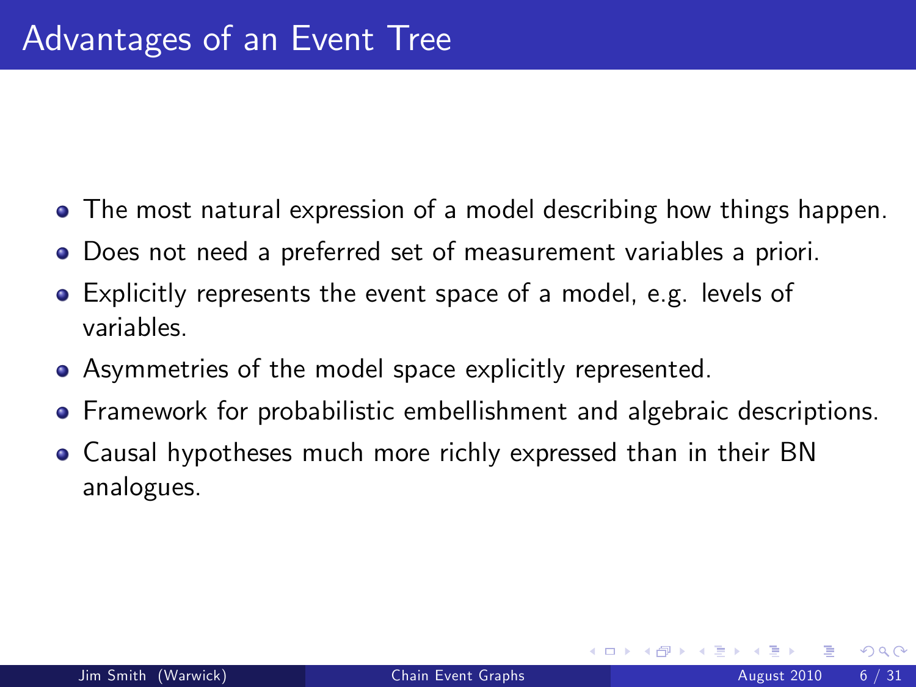# Advantages of an Event Tree

- The most natural expression of a model describing how things happen.
- Does not need a preferred set of measurement variables a priori.
- Explicitly represents the event space of a model, e.g. levels of variables.
- Asymmetries of the model space explicitly represented.
- Framework for probabilistic embellishment and algebraic descriptions.
- Causal hypotheses much more richly expressed than in their BN analogues.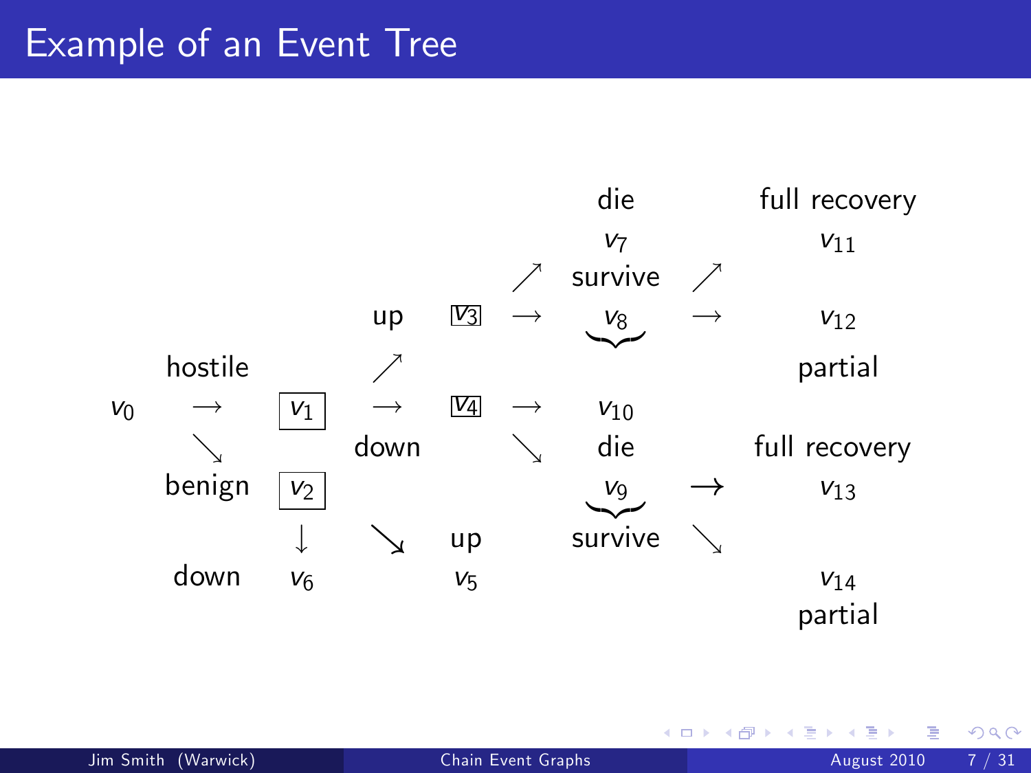# Example of an Event Tree

$$
\begin{array}{ccccccccc}
 & & & & & & \text{die} & & \text{full recovery} \\
 & & & & & & v_7 & & v_{11} \\
 & & & & & \nearrow & \text{survive} & \nearrow & \\
 & & & \text{up} & \boxed{v_3} & \rightarrow & \underbrace{v_8} & \rightarrow & v_{12} \\
 & \text{hostile} & & \nearrow & & & & & \text{partial} \\
v_0 & \rightarrow & \boxed{v_1} & \rightarrow & \boxed{v_4} & \rightarrow & v_{10} & & \\
 & \searrow & & \text{down} & & \searrow & \text{die} & & \text{full recovery} \\
 & \text{benign} & \boxed{v_2} & & & & \underbrace{v_9} & \rightarrow & v_{13} \\
 & & \downarrow & \searrow & \text{up} & & \text{survive} & \searrow & \\
 & \text{down} & v_6 & & v_5 & & & & v_{14} \\
 & & & & & & & & \text{partial}
\end{array}
$$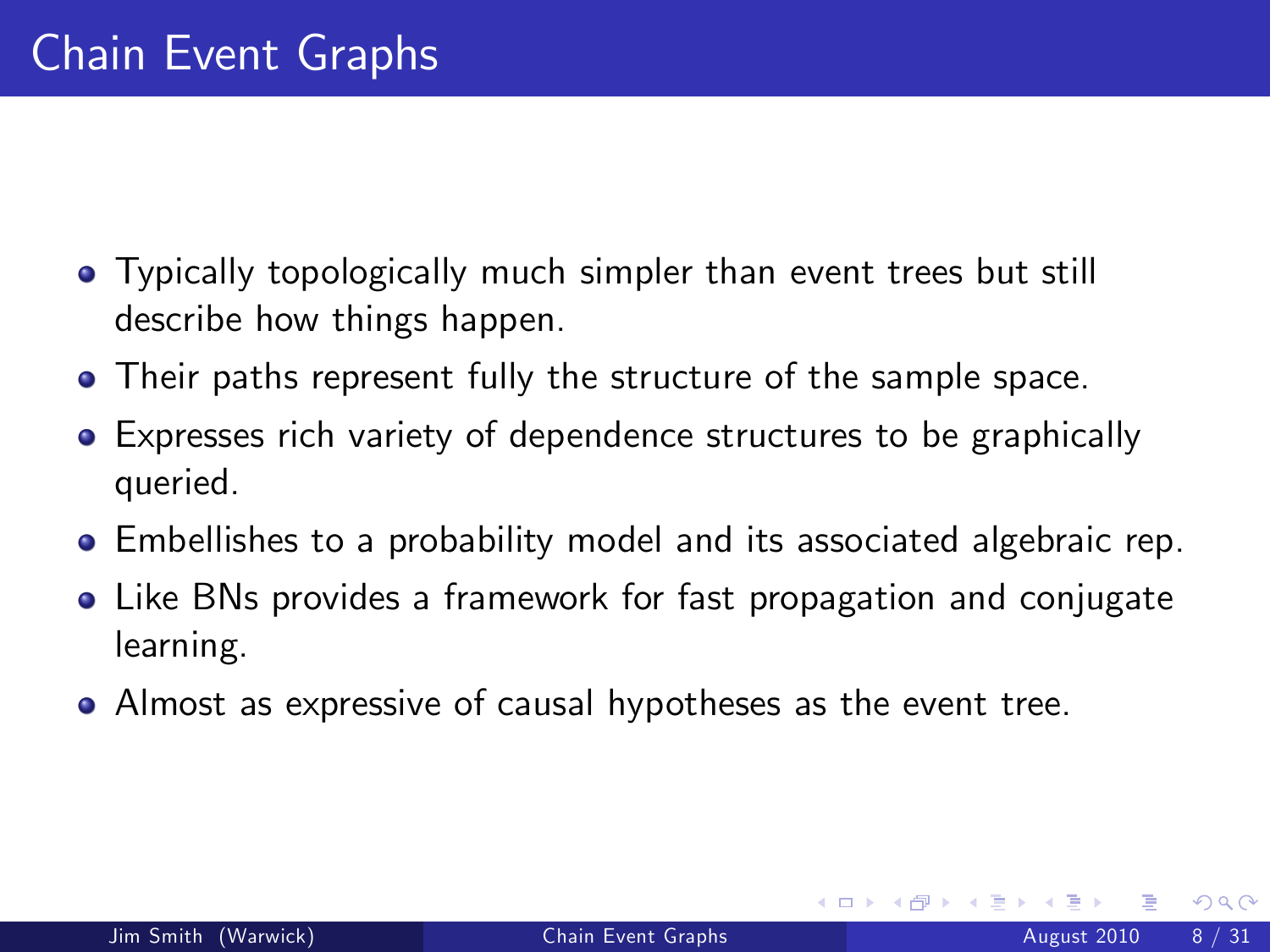# Chain Event Graphs

- Typically topologically much simpler than event trees but still describe how things happen.
- Their paths represent fully the structure of the sample space.
- Expresses rich variety of dependence structures to be graphically queried.
- Embellishes to a probability model and its associated algebraic rep.
- Like BNs provides a framework for fast propagation and conjugate learning.
- Almost as expressive of causal hypotheses as the event tree.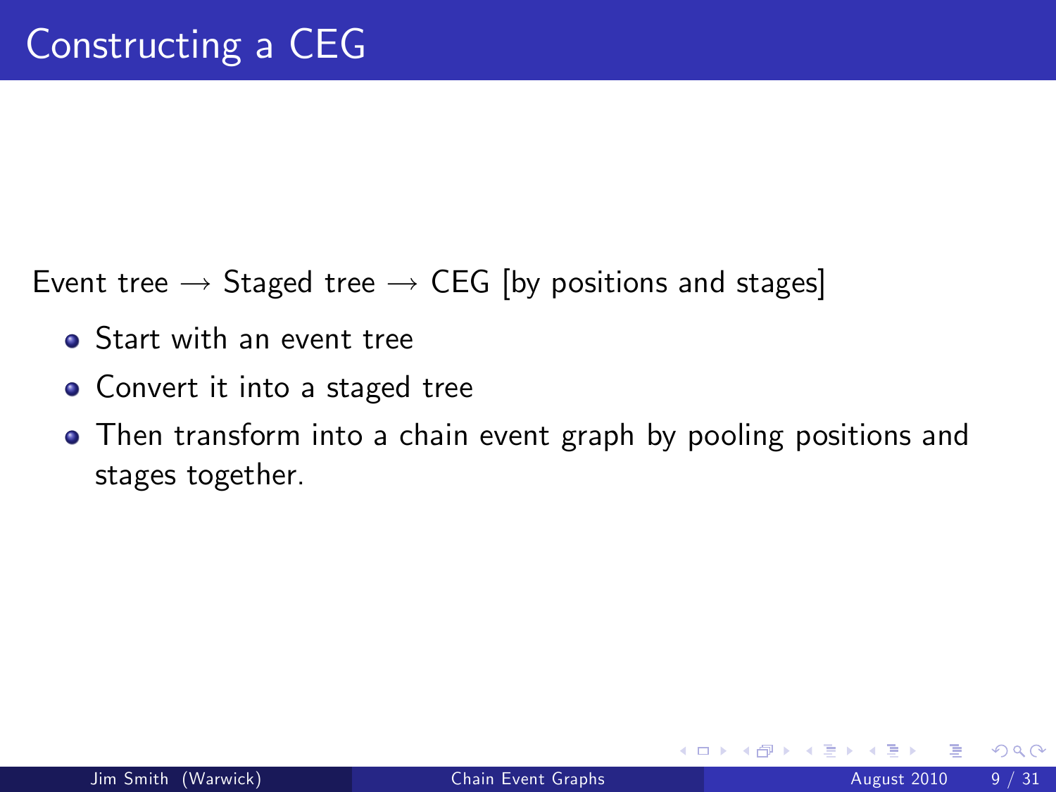# Constructing a CEG

Event tree $\longrightarrow$ Staged tree $\longrightarrow$ CEG [by positions and stages]

- Start with an event tree
- Convert it into a staged tree
- Then transform into a chain event graph by pooling positions and stages together.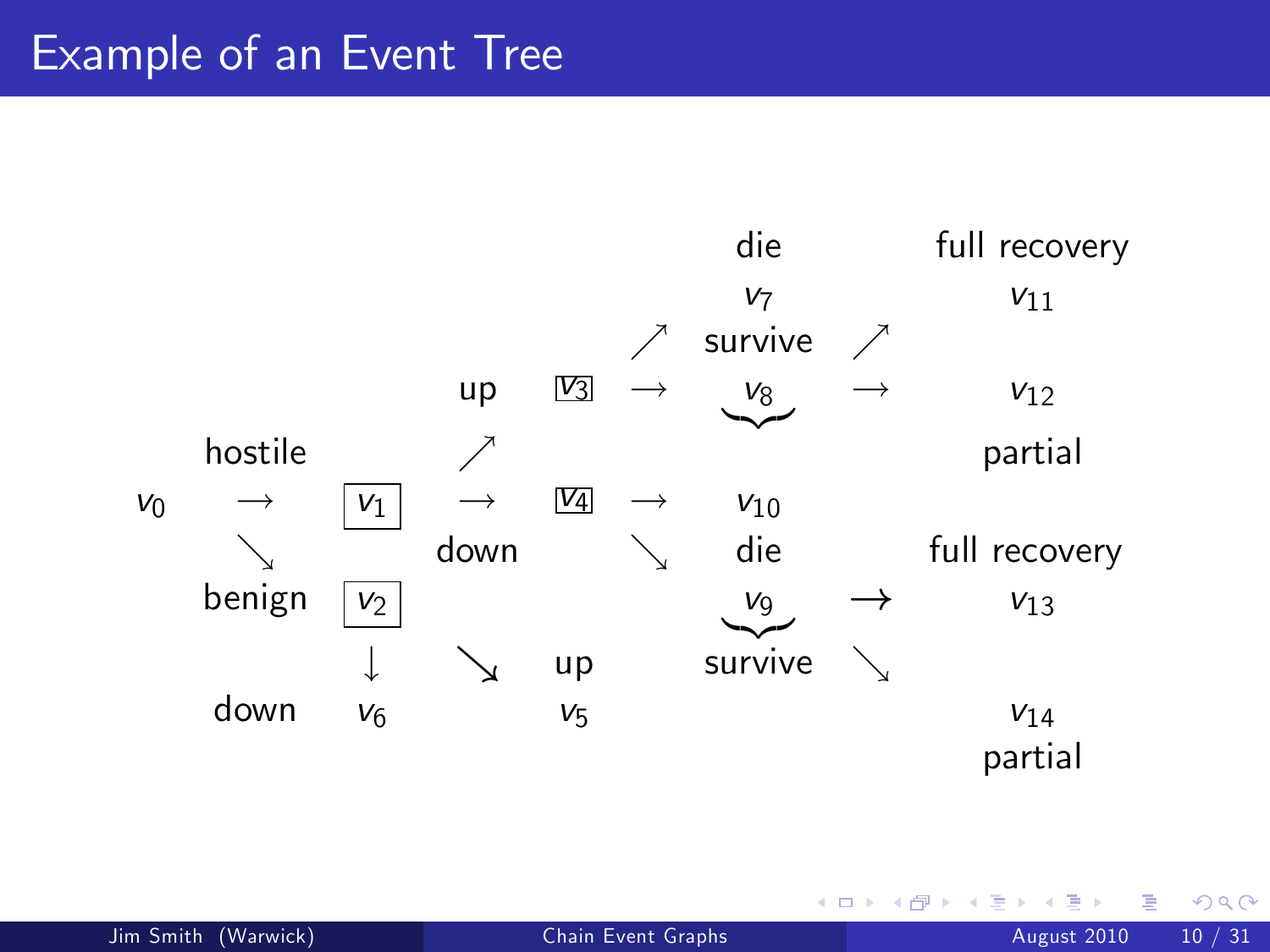# Example of an Event Tree

$$
\begin{array}{ccccccccccc}
 & & & & & & & & \text{die} & & \text{full recovery} \\
 & & & & & & & & v_7 & & v_{11} \\
 & & & & & & & \nearrow & \text{survive} & \nearrow & \\
 & & & & \text{up} & & \boxed{v_3} & \rightarrow & \underbrace{v_8} & \rightarrow & v_{12} \\
 & \text{hostile} & & & \nearrow & & & & & & \text{partial} \\
v_0 & \rightarrow & & \boxed{v_1} & \rightarrow & & \boxed{v_4} & \rightarrow & v_{10} & & \\
 & \searrow & & & \text{down} & & & \searrow & \text{die} & & \text{full recovery} \\
 & \text{benign} & & \boxed{v_2} & & & & & \underbrace{v_9} & \rightarrow & v_{13} \\
 & & & \downarrow & \searrow & & \text{up} & & \text{survive} & \searrow & \\
 & \text{down} & & v_6 & & & v_5 & & & & v_{14} \\
 & & & & & & & & & & \text{partial}
\end{array}
$$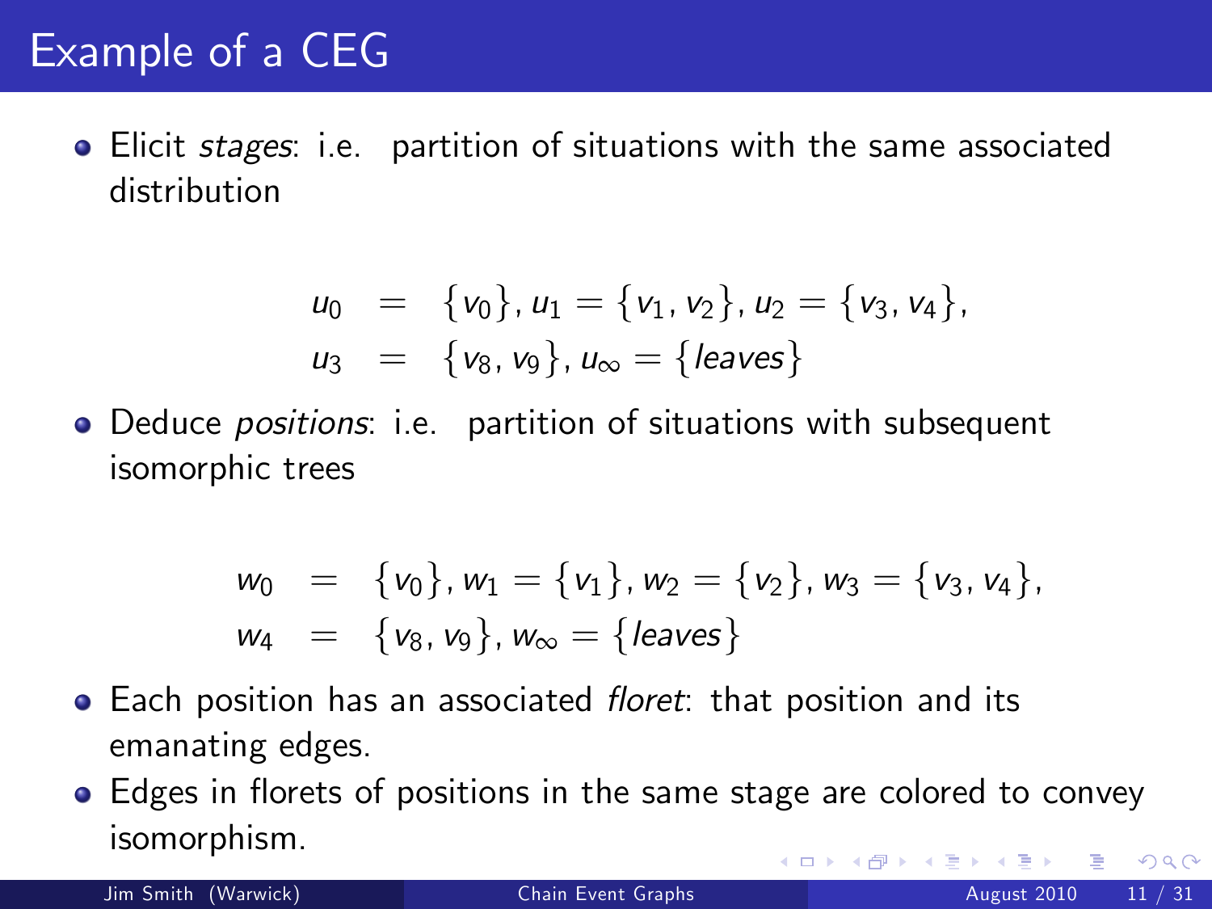# Example of a CEG

- Elicit *stages*: i.e. partition of situations with the same associated distribution

$$
\begin{aligned}
u_0 &= \{v_0\}, u_1 = \{v_1, v_2\}, u_2 = \{v_3, v_4\}, \\
u_3 &= \{v_8, v_9\}, u_\infty = \{leaves\}
\end{aligned}
$$

- Deduce *positions*: i.e. partition of situations with subsequent isomorphic trees

$$
\begin{aligned}
w_0 &= \{v_0\}, w_1 = \{v_1\}, w_2 = \{v_2\}, w_3 = \{v_3, v_4\}, \\
w_4 &= \{v_8, v_9\}, w_\infty = \{leaves\}
\end{aligned}
$$

- Each position has an associated *floret*: that position and its emanating edges.
- Edges in florets of positions in the same stage are colored to convey isomorphism.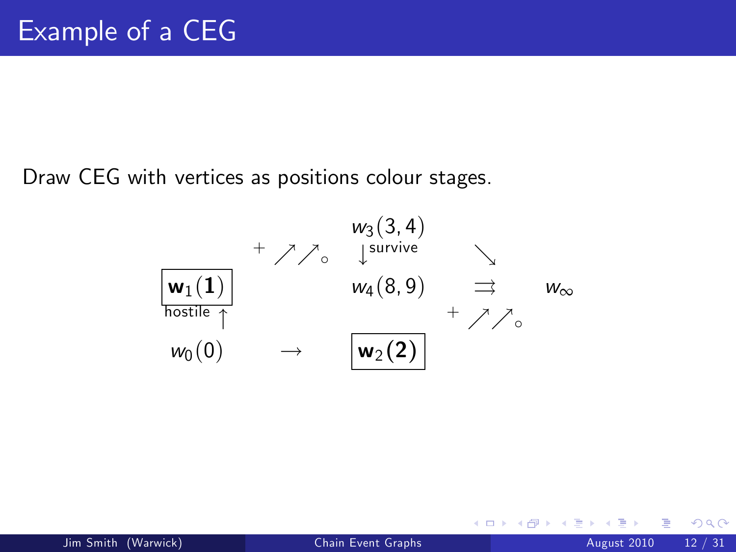# Example of a CEG

Draw CEG with vertices as positions colour stages.

$$
\begin{array}{ccccccc}
 & + \nearrow\nearrow \circ & w_3(3,4) & & \searrow & & \\
 & & \downarrow \text{survive} & & & & \\
\boxed{\mathbf{w}_1(\mathbf{1})} & & w_4(8,9) & & \rightrightarrows & & w_\infty \\
\text{hostile} \uparrow & & & & + \nearrow\nearrow \circ & & \\
w_0(0) & \longrightarrow & \boxed{\mathbf{w}_2(\mathbf{2})} & & & &
\end{array}
$$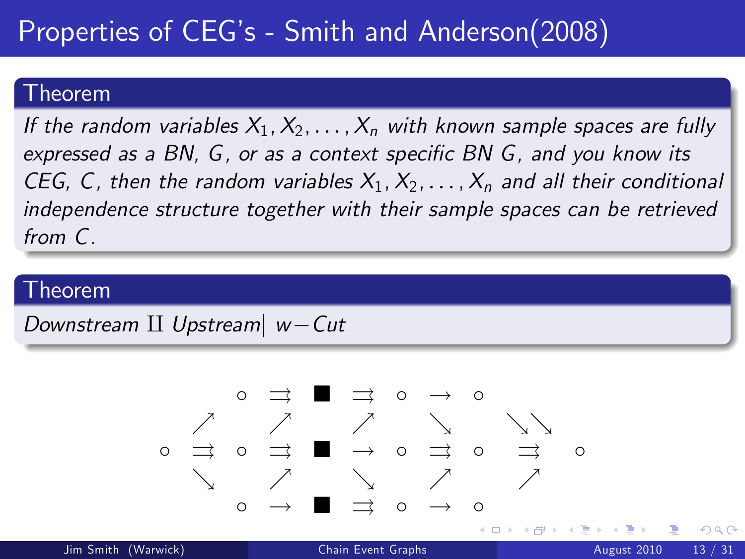# Properties of CEG's - Smith and Anderson(2008)

## Theorem

*If the random variables $X_1, X_2, \ldots, X_n$ with known sample spaces are fully expressed as a BN, $G$, or as a context specific BN $G$, and you know its CEG, $C$, then the random variables $X_1, X_2, \ldots, X_n$ and all their conditional independence structure together with their sample spaces can be retrieved from $C$.*

## Theorem

*Downstream* $\amalg$ *Upstream*$|$ $w-$*Cut*

$$
\begin{array}{ccccccccccccc}
 & & \circ & \rightrightarrows & \blacksquare & \rightrightarrows & \circ & \longrightarrow & \circ & & & & \\
 & \nearrow & & \nearrow & & \nearrow & & \searrow & & \searrow\searrow & & & \\
\circ & \rightrightarrows & \circ & \rightrightarrows & \blacksquare & \longrightarrow & \circ & \rightrightarrows & \circ & \rightrightarrows & & \circ & \\
 & \searrow & & \nearrow & & \searrow & & \nearrow & & \nearrow & & & \\
 & & \circ & \longrightarrow & \blacksquare & \rightrightarrows & \circ & \longrightarrow & \circ & & & &
\end{array}
$$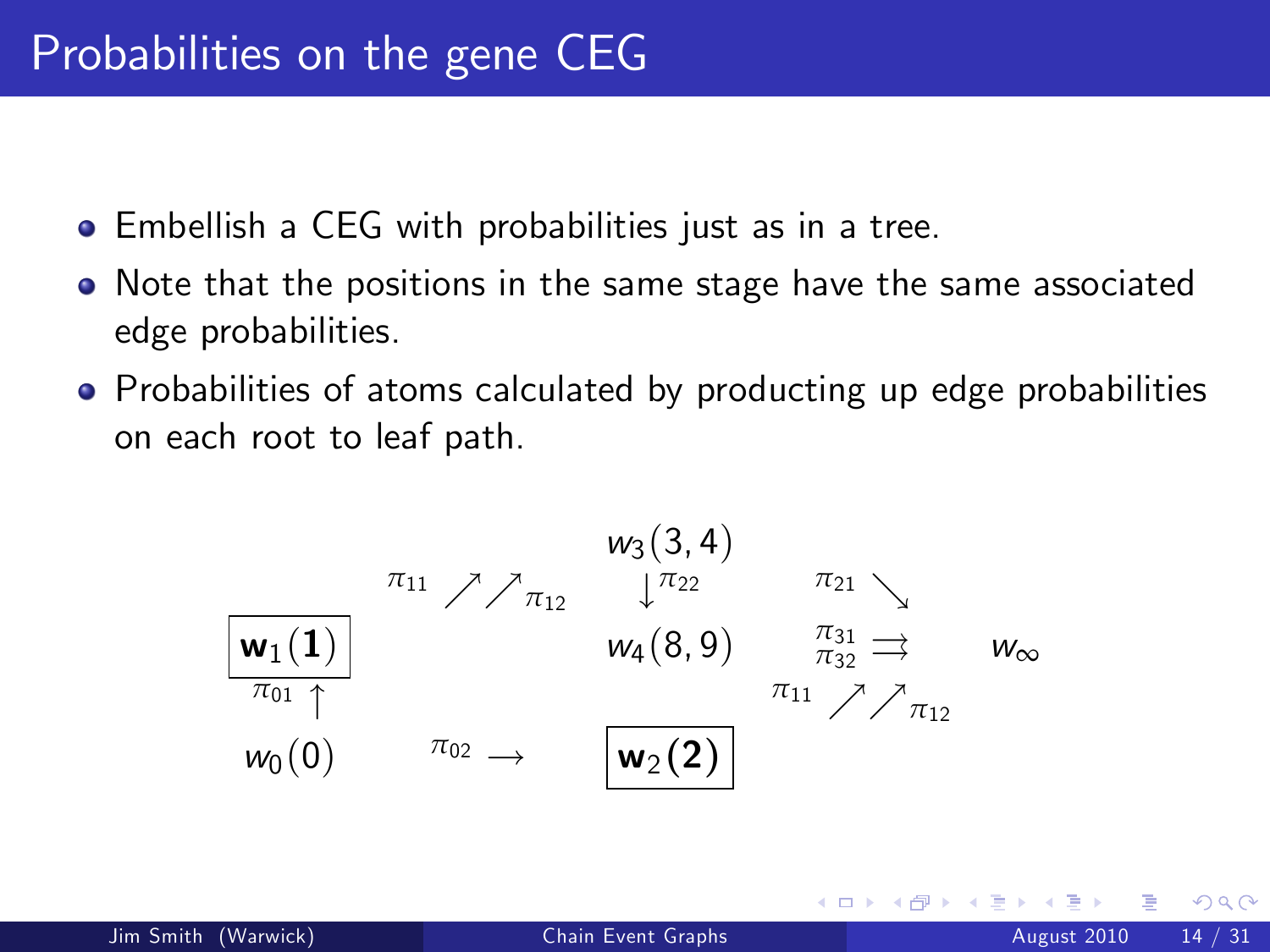# Probabilities on the gene CEG

- Embellish a CEG with probabilities just as in a tree.
- Note that the positions in the same stage have the same associated edge probabilities.
- Probabilities of atoms calculated by producting up edge probabilities on each root to leaf path.

$$
\begin{array}{ccccccc}
 & & & w_3(3,4) & & & \\
 & \pi_{11} \nearrow \nearrow \pi_{12} & & \downarrow \pi_{22} & \pi_{21} \searrow & & \\
\mathbf{w}_1(\mathbf{1}) & & & w_4(8,9) & \begin{smallmatrix}\pi_{31} \\ \pi_{32}\end{smallmatrix} \rightrightarrows & & w_\infty \\
\pi_{01} \uparrow & & & & \pi_{11} \nearrow \nearrow \pi_{12} & & \\
w_0(0) & \pi_{02} \longrightarrow & & \mathbf{w}_2(\mathbf{2}) & & &
\end{array}
$$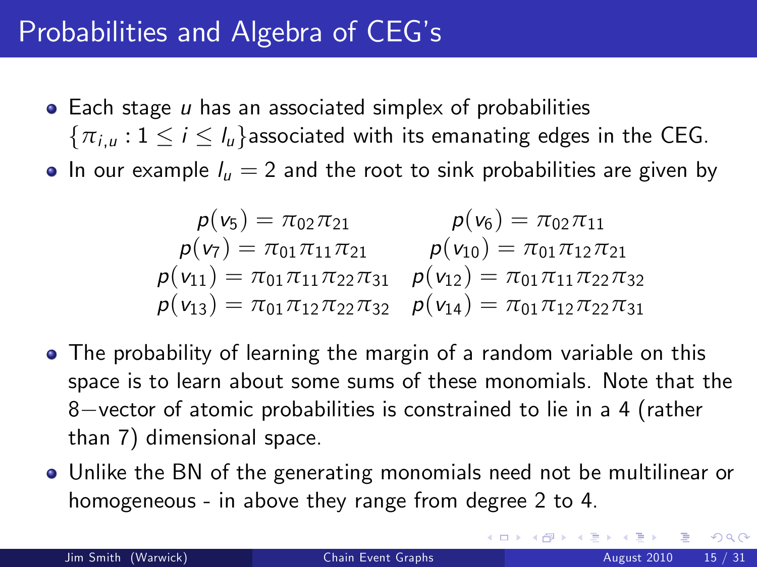# Probabilities and Algebra of CEG's

- Each stage $u$ has an associated simplex of probabilities $\{\pi_{i,u} : 1 \leq i \leq l_u\}$associated with its emanating edges in the CEG.
- In our example $l_u = 2$ and the root to sink probabilities are given by

$$
\begin{array}{cc}
p(v_5) = \pi_{02}\pi_{21} & p(v_6) = \pi_{02}\pi_{11} \\
p(v_7) = \pi_{01}\pi_{11}\pi_{21} & p(v_{10}) = \pi_{01}\pi_{12}\pi_{21} \\
p(v_{11}) = \pi_{01}\pi_{11}\pi_{22}\pi_{31} & p(v_{12}) = \pi_{01}\pi_{11}\pi_{22}\pi_{32} \\
p(v_{13}) = \pi_{01}\pi_{12}\pi_{22}\pi_{32} & p(v_{14}) = \pi_{01}\pi_{12}\pi_{22}\pi_{31}
\end{array}
$$

- The probability of learning the margin of a random variable on this space is to learn about some sums of these monomials. Note that the 8−vector of atomic probabilities is constrained to lie in a 4 (rather than 7) dimensional space.
- Unlike the BN of the generating monomials need not be multilinear or homogeneous - in above they range from degree 2 to 4.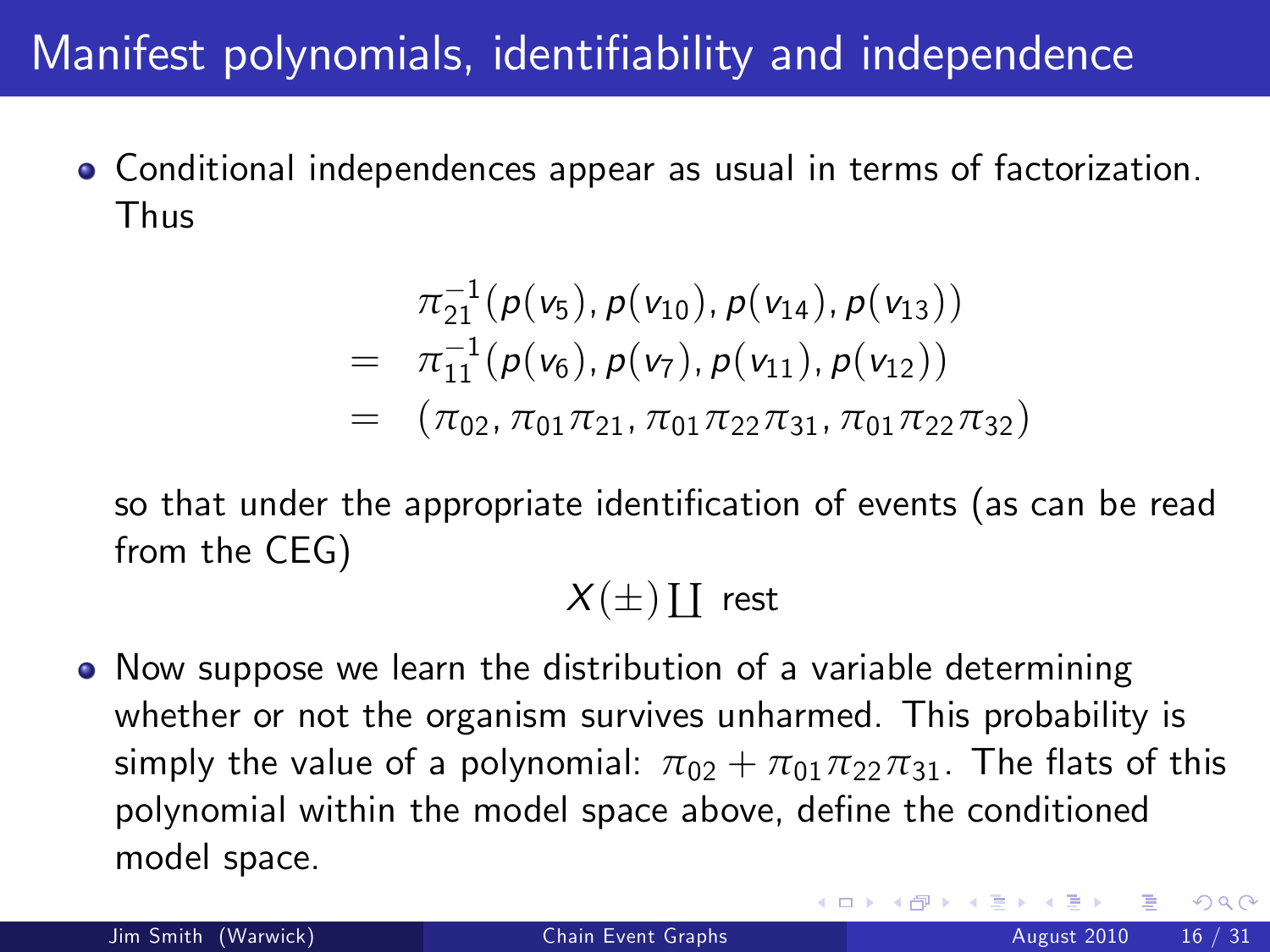# Manifest polynomials, identifiability and independence

- Conditional independences appear as usual in terms of factorization. Thus

$$
\begin{aligned}
& \pi_{21}^{-1}(p(v_5), p(v_{10}), p(v_{14}), p(v_{13})) \\
= \; & \pi_{11}^{-1}(p(v_6), p(v_7), p(v_{11}), p(v_{12})) \\
= \; & (\pi_{02}, \pi_{01}\pi_{21}, \pi_{01}\pi_{22}\pi_{31}, \pi_{01}\pi_{22}\pi_{32})
\end{aligned}
$$

  so that under the appropriate identification of events (as can be read from the CEG)

$$X(\pm) \coprod \text{ rest}$$

- Now suppose we learn the distribution of a variable determining whether or not the organism survives unharmed. This probability is simply the value of a polynomial: $\pi_{02} + \pi_{01}\pi_{22}\pi_{31}$. The flats of this polynomial within the model space above, define the conditioned model space.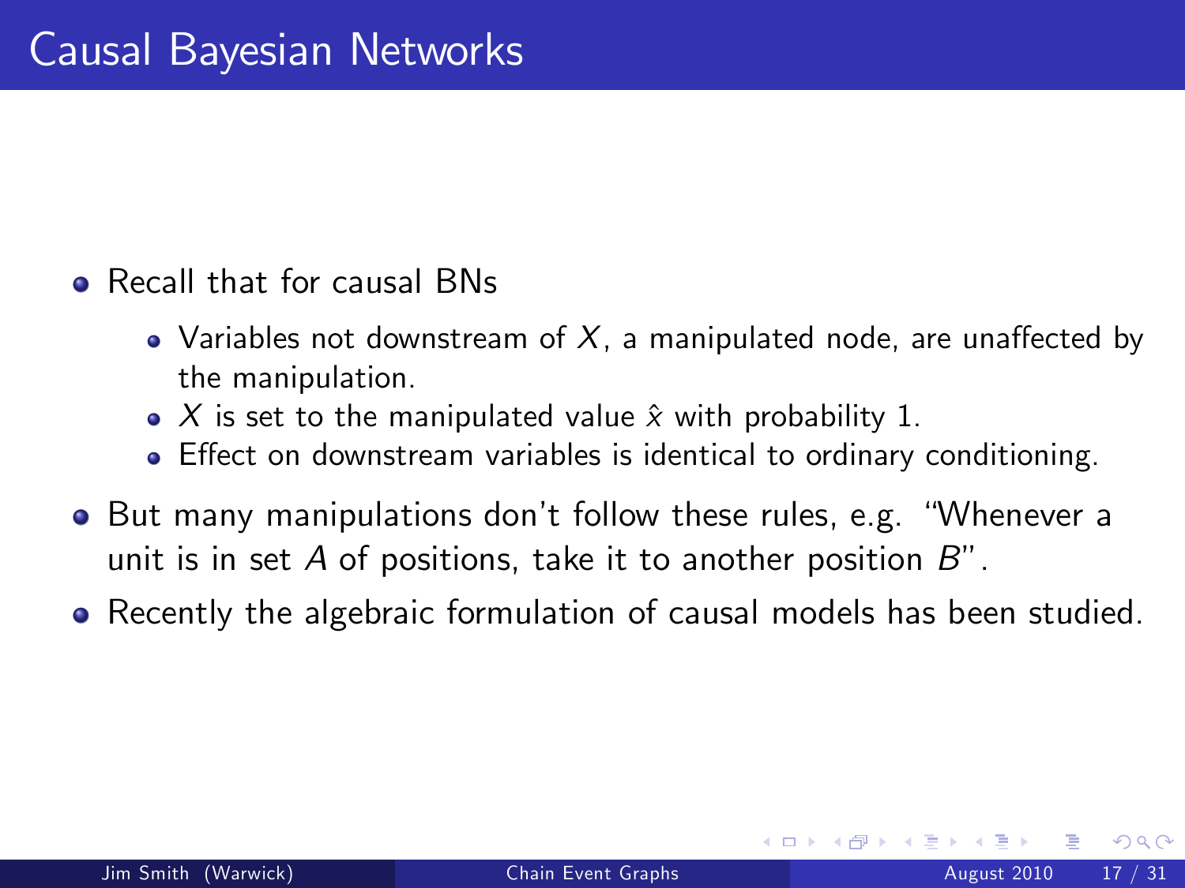# Causal Bayesian Networks

- Recall that for causal BNs
  - Variables not downstream of $X$, a manipulated node, are unaffected by the manipulation.
  - $X$ is set to the manipulated value $\hat{x}$ with probability 1.
  - Effect on downstream variables is identical to ordinary conditioning.
- But many manipulations don't follow these rules, e.g. "Whenever a unit is in set $A$ of positions, take it to another position $B$".
- Recently the algebraic formulation of causal models has been studied.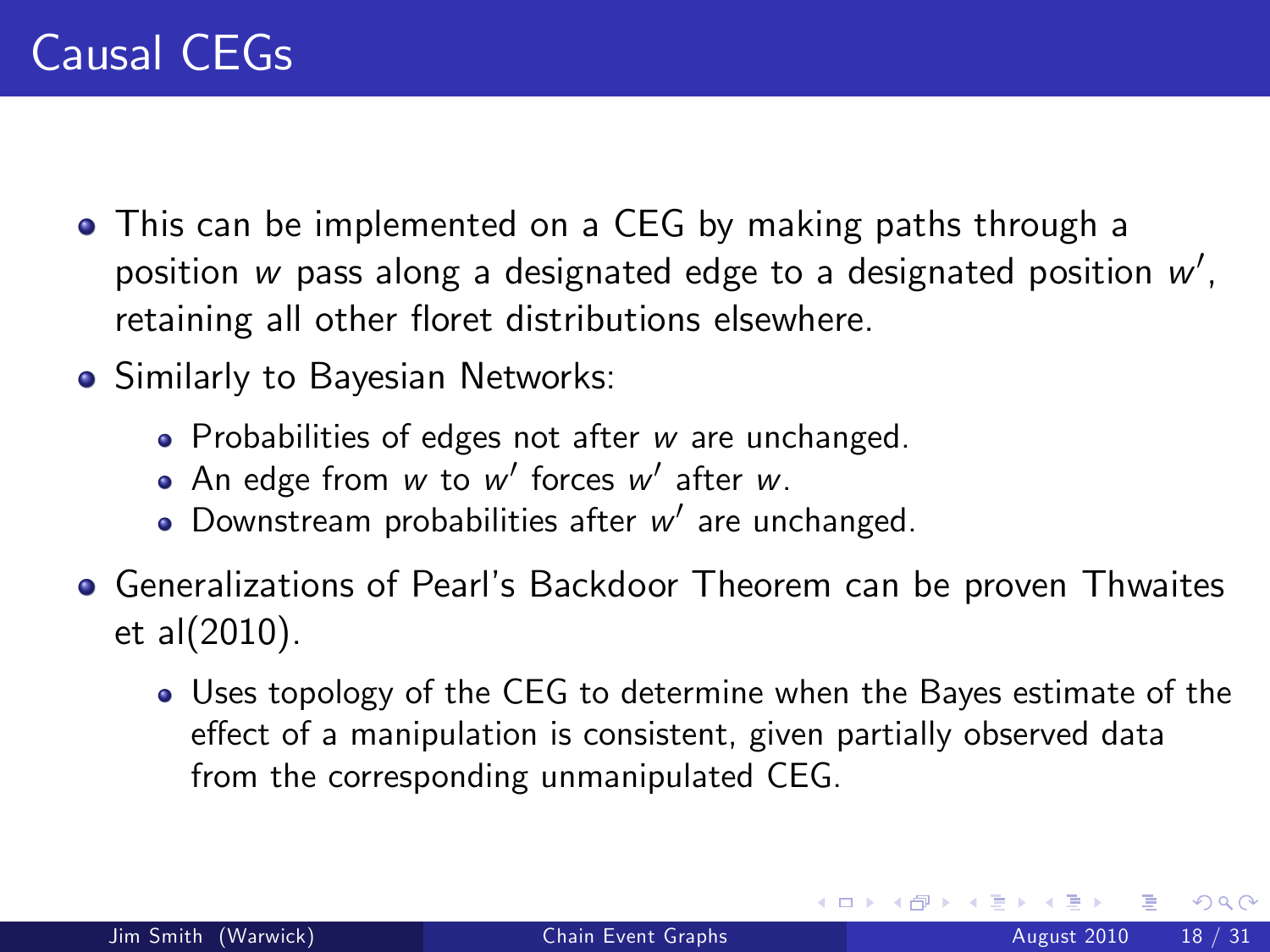# Causal CEGs

- This can be implemented on a CEG by making paths through a position $w$ pass along a designated edge to a designated position $w'$, retaining all other floret distributions elsewhere.
- Similarly to Bayesian Networks:
  - Probabilities of edges not after $w$ are unchanged.
  - An edge from $w$ to $w'$ forces $w'$ after $w$.
  - Downstream probabilities after $w'$ are unchanged.
- Generalizations of Pearl's Backdoor Theorem can be proven Thwaites et al(2010).
  - Uses topology of the CEG to determine when the Bayes estimate of the effect of a manipulation is consistent, given partially observed data from the corresponding unmanipulated CEG.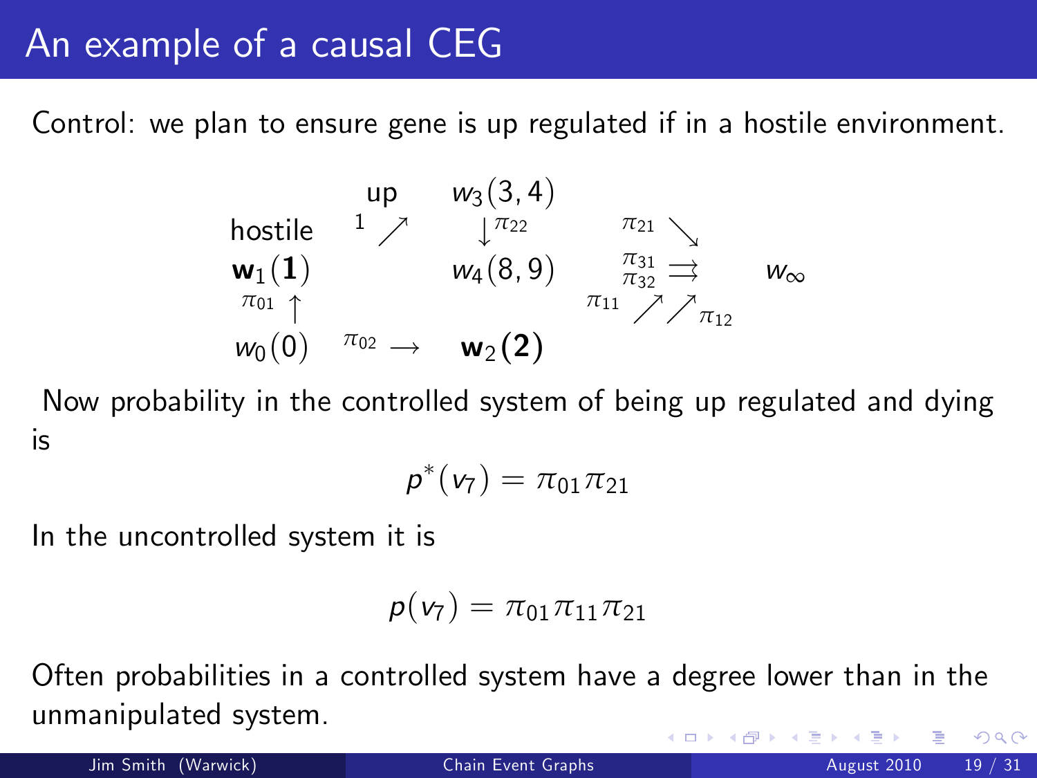# An example of a causal CEG

Control: we plan to ensure gene is up regulated if in a hostile environment.

$$
\begin{array}{ccccccc}
 & & \text{up} & w_3(3,4) & & & \\
\text{hostile} & {}^{1}\nearrow & & \downarrow^{\pi_{22}} & \pi_{21}\searrow & & \\
\mathbf{w}_1(\mathbf{1}) & & & w_4(8,9) & \begin{smallmatrix}\pi_{31}\\ \pi_{32}\end{smallmatrix}\rightrightarrows & & w_\infty \\
\pi_{01}\uparrow & & & & \pi_{11}\nearrow\nearrow_{\pi_{12}} & & \\
w_0(0) & \pi_{02}\longrightarrow & & \mathbf{w}_2(\mathbf{2}) & & &
\end{array}
$$

Now probability in the controlled system of being up regulated and dying is

$$p^*(v_7) = \pi_{01}\pi_{21}$$

In the uncontrolled system it is

$$p(v_7) = \pi_{01}\pi_{11}\pi_{21}$$

Often probabilities in a controlled system have a degree lower than in the unmanipulated system.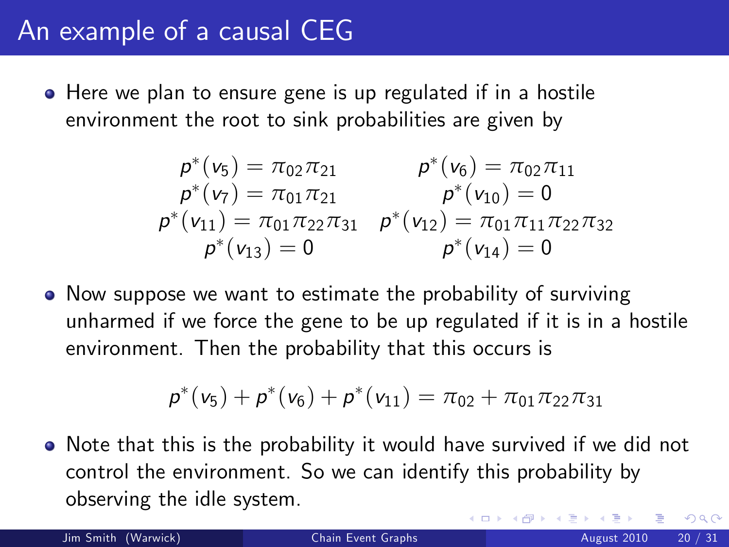# An example of a causal CEG

- Here we plan to ensure gene is up regulated if in a hostile environment the root to sink probabilities are given by

$$
\begin{array}{cc}
p^*(v_5) = \pi_{02}\pi_{21} & p^*(v_6) = \pi_{02}\pi_{11} \\
p^*(v_7) = \pi_{01}\pi_{21} & p^*(v_{10}) = 0 \\
p^*(v_{11}) = \pi_{01}\pi_{22}\pi_{31} & p^*(v_{12}) = \pi_{01}\pi_{11}\pi_{22}\pi_{32} \\
p^*(v_{13}) = 0 & p^*(v_{14}) = 0
\end{array}
$$

- Now suppose we want to estimate the probability of surviving unharmed if we force the gene to be up regulated if it is in a hostile environment. Then the probability that this occurs is

$$p^*(v_5) + p^*(v_6) + p^*(v_{11}) = \pi_{02} + \pi_{01}\pi_{22}\pi_{31}$$

- Note that this is the probability it would have survived if we did not control the environment. So we can identify this probability by observing the idle system.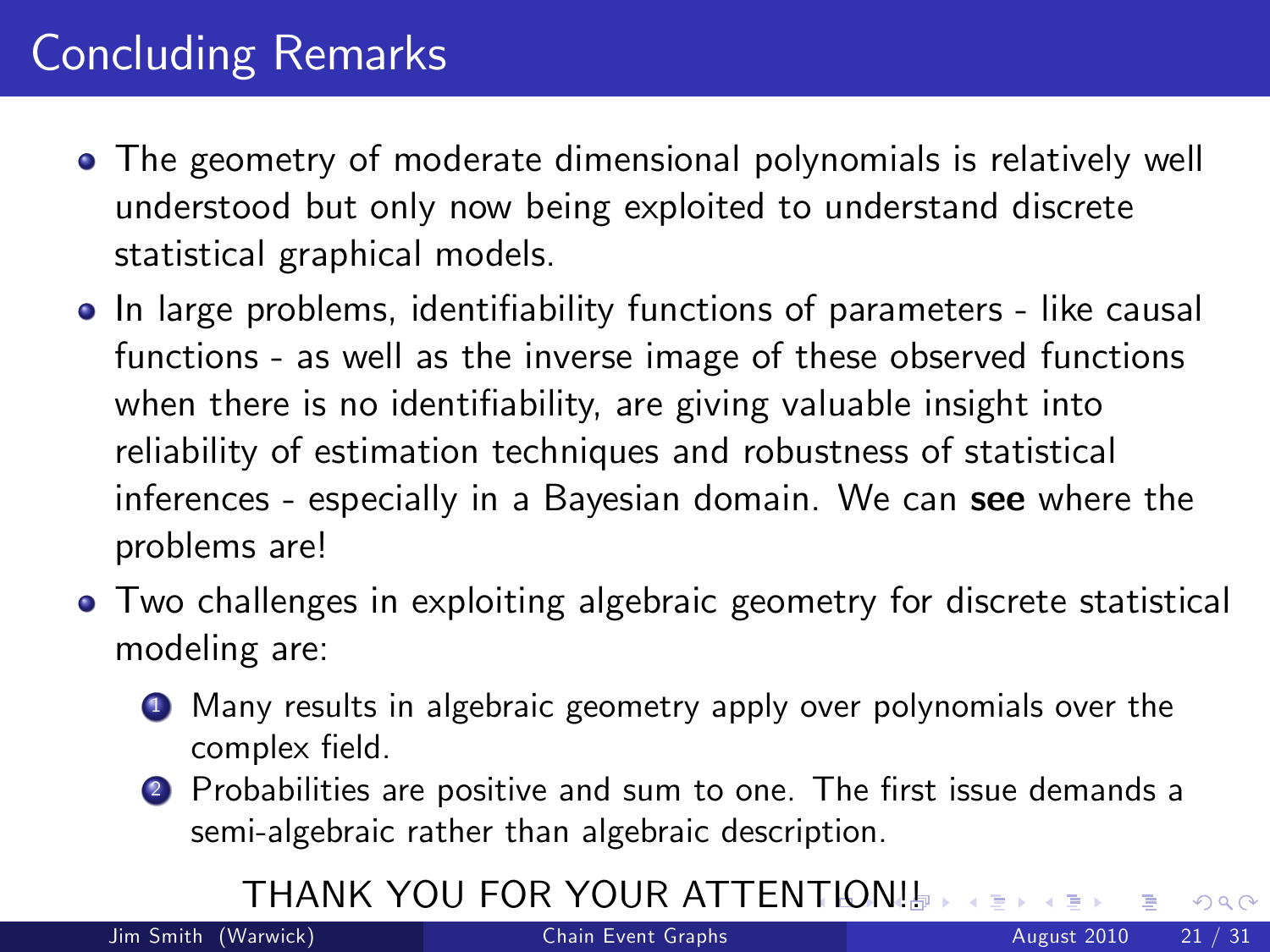# Concluding Remarks

- The geometry of moderate dimensional polynomials is relatively well understood but only now being exploited to understand discrete statistical graphical models.
- In large problems, identifiability functions of parameters - like causal functions - as well as the inverse image of these observed functions when there is no identifiability, are giving valuable insight into reliability of estimation techniques and robustness of statistical inferences - especially in a Bayesian domain. We can **see** where the problems are!
- Two challenges in exploiting algebraic geometry for discrete statistical modeling are:
  1. Many results in algebraic geometry apply over polynomials over the complex field.
  2. Probabilities are positive and sum to one. The first issue demands a semi-algebraic rather than algebraic description.

THANK YOU FOR YOUR ATTENTION!!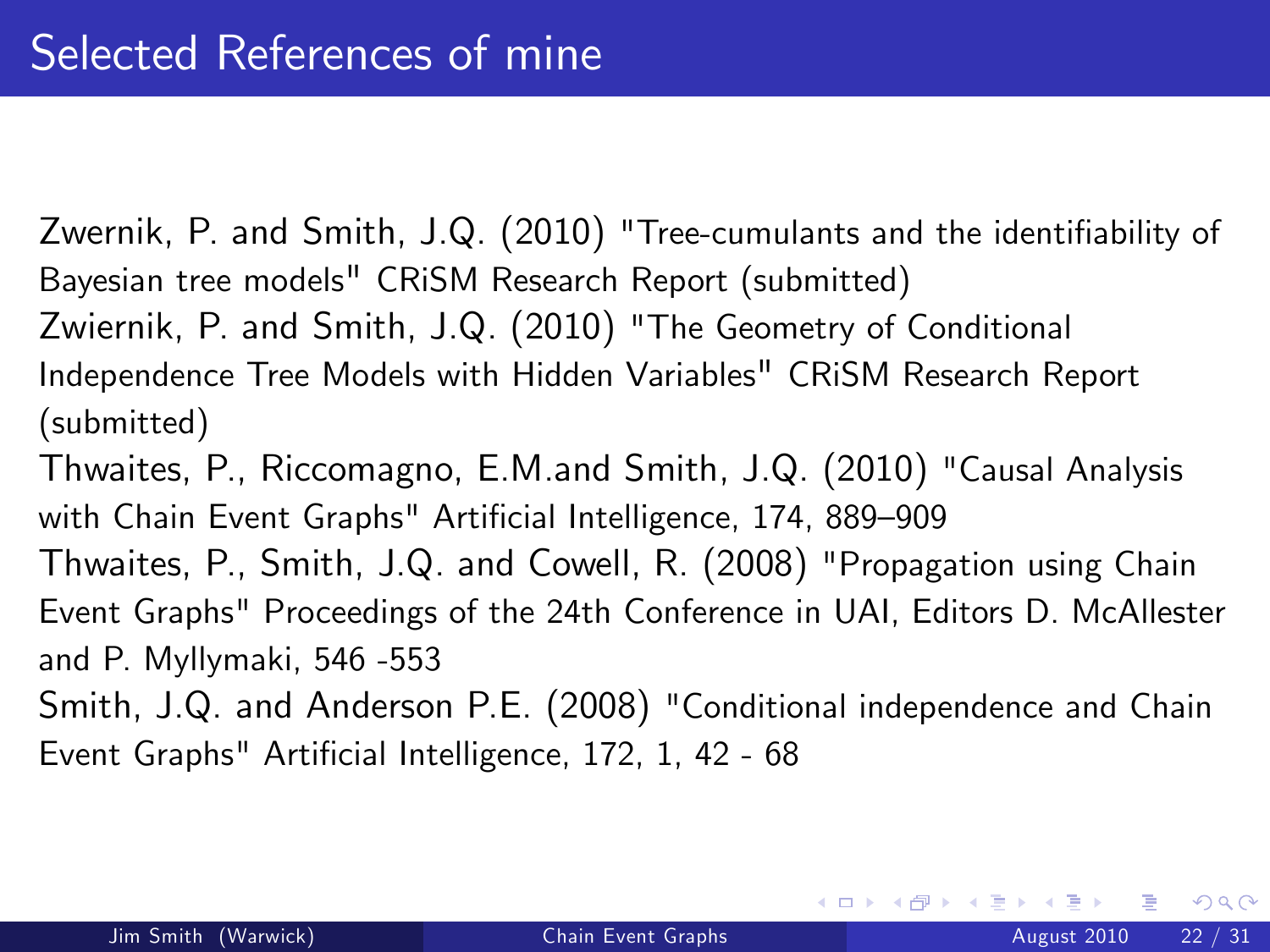# Selected References of mine

Zwernik, P. and Smith, J.Q. (2010) "Tree-cumulants and the identifiability of Bayesian tree models" CRiSM Research Report (submitted)

Zwiernik, P. and Smith, J.Q. (2010) "The Geometry of Conditional Independence Tree Models with Hidden Variables" CRiSM Research Report (submitted)

Thwaites, P., Riccomagno, E.M.and Smith, J.Q. (2010) "Causal Analysis with Chain Event Graphs" Artificial Intelligence, 174, 889–909

Thwaites, P., Smith, J.Q. and Cowell, R. (2008) "Propagation using Chain Event Graphs" Proceedings of the 24th Conference in UAI, Editors D. McAllester and P. Myllymaki, 546 -553

Smith, J.Q. and Anderson P.E. (2008) "Conditional independence and Chain Event Graphs" Artificial Intelligence, 172, 1, 42 - 68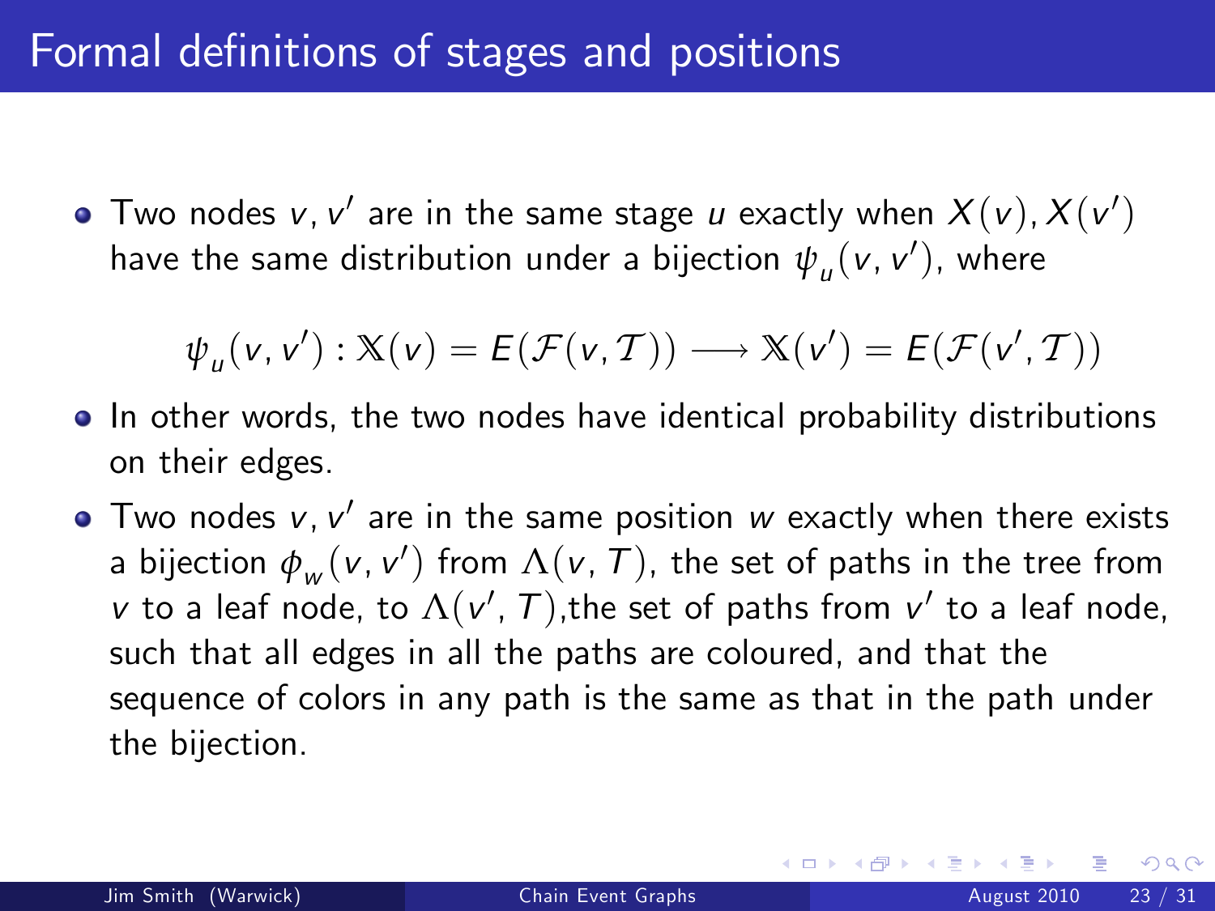# Formal definitions of stages and positions

- Two nodes $v, v'$ are in the same stage $u$ exactly when $X(v), X(v')$ have the same distribution under a bijection $\psi_u(v, v')$, where

$$\psi_u(v, v') : \mathbb{X}(v) = E(\mathcal{F}(v, \mathcal{T})) \longrightarrow \mathbb{X}(v') = E(\mathcal{F}(v', \mathcal{T}))$$

- In other words, the two nodes have identical probability distributions on their edges.
- Two nodes $v, v'$ are in the same position $w$ exactly when there exists a bijection $\phi_w(v, v')$ from $\Lambda(v, T)$, the set of paths in the tree from $v$ to a leaf node, to $\Lambda(v', T)$,the set of paths from $v'$ to a leaf node, such that all edges in all the paths are coloured, and that the sequence of colors in any path is the same as that in the path under the bijection.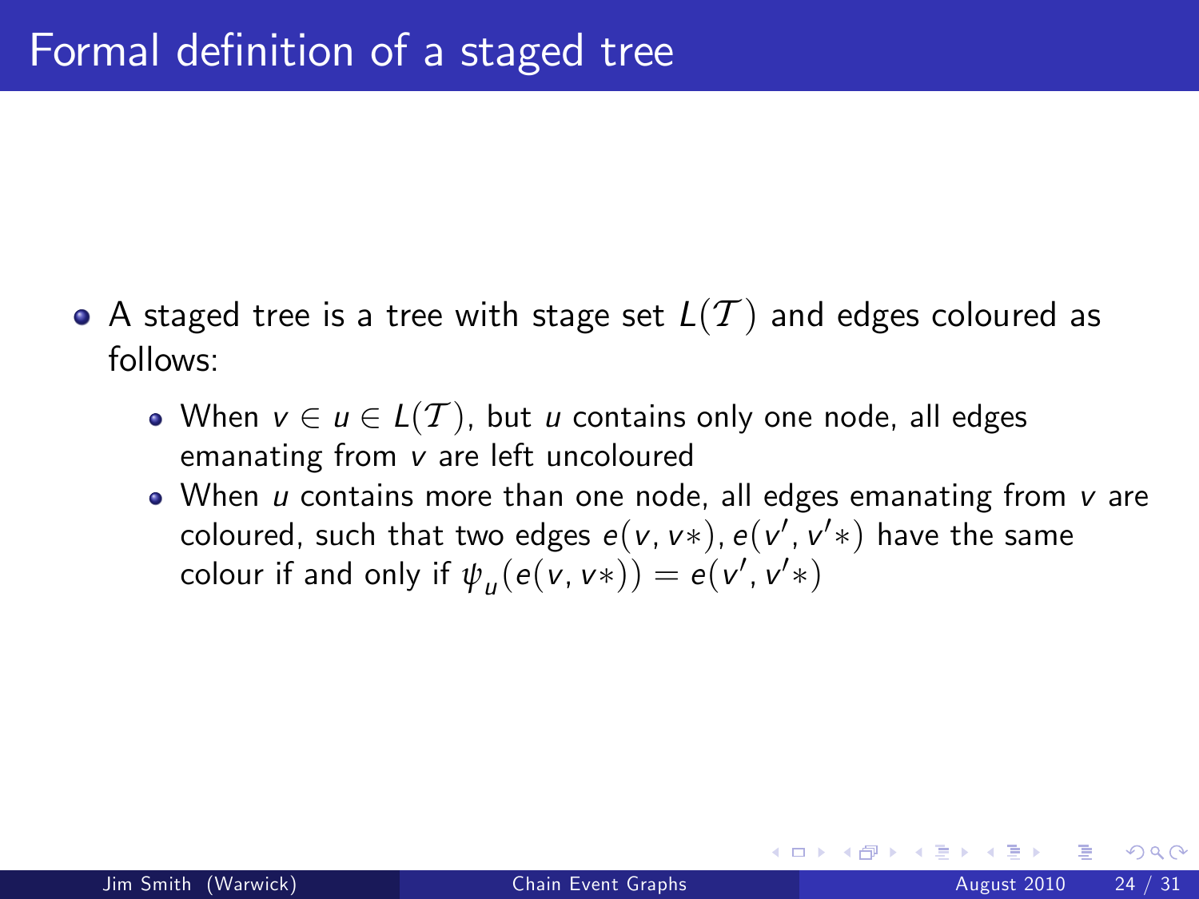# Formal definition of a staged tree

- A staged tree is a tree with stage set $L(\mathcal{T})$ and edges coloured as follows:
  - When $v \in u \in L(\mathcal{T})$, but $u$ contains only one node, all edges emanating from $v$ are left uncoloured
  - When $u$ contains more than one node, all edges emanating from $v$ are coloured, such that two edges $e(v, v*), e(v', v'*)$ have the same colour if and only if $\psi_u(e(v, v*)) = e(v', v'*)$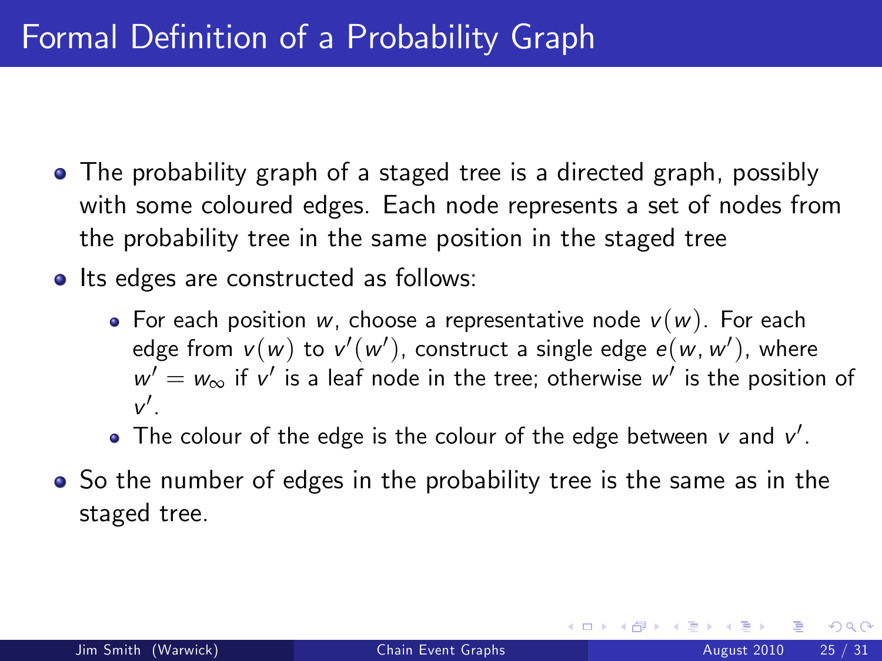# Formal Definition of a Probability Graph

- The probability graph of a staged tree is a directed graph, possibly with some coloured edges. Each node represents a set of nodes from the probability tree in the same position in the staged tree
- Its edges are constructed as follows:
  - For each position $w$, choose a representative node $v(w)$. For each edge from $v(w)$ to $v'(w')$, construct a single edge $e(w, w')$, where $w' = w_\infty$ if $v'$ is a leaf node in the tree; otherwise $w'$ is the position of $v'$.
  - The colour of the edge is the colour of the edge between $v$ and $v'$.
- So the number of edges in the probability tree is the same as in the staged tree.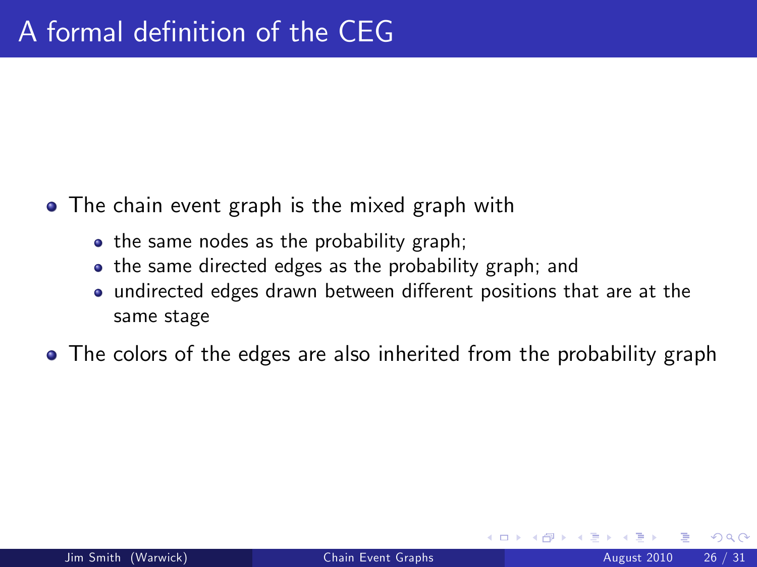# A formal definition of the CEG

- The chain event graph is the mixed graph with
  - the same nodes as the probability graph;
  - the same directed edges as the probability graph; and
  - undirected edges drawn between different positions that are at the same stage
- The colors of the edges are also inherited from the probability graph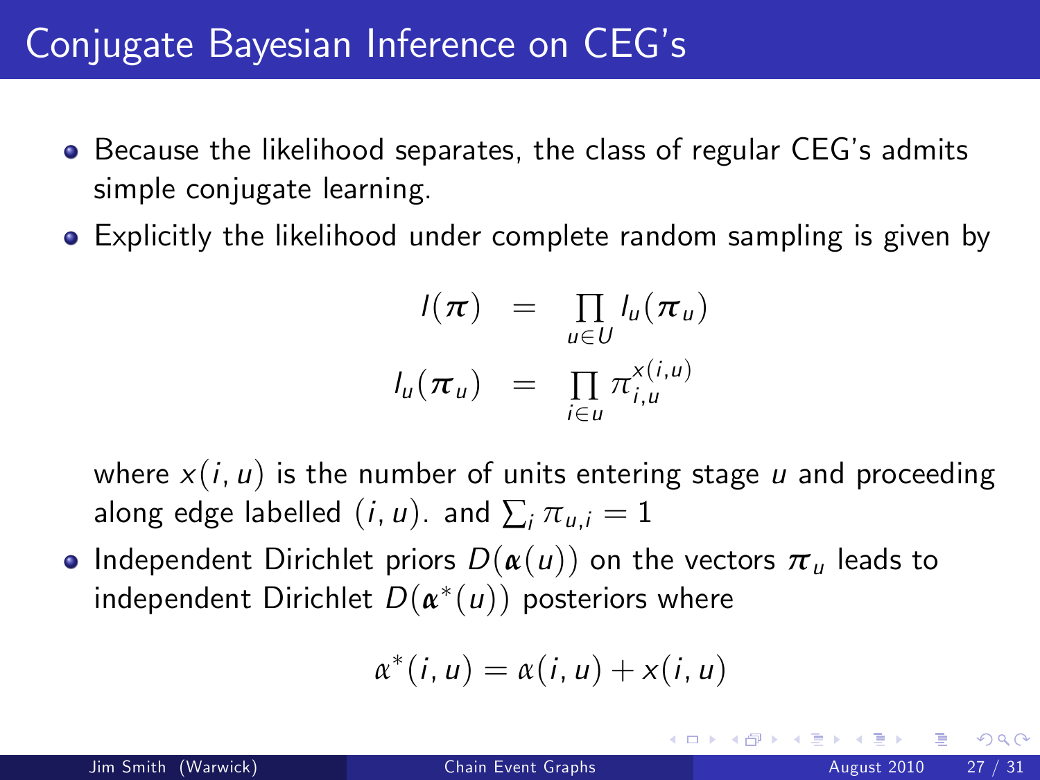# Conjugate Bayesian Inference on CEG's

- Because the likelihood separates, the class of regular CEG's admits simple conjugate learning.
- Explicitly the likelihood under complete random sampling is given by

$$
\begin{aligned}
l(\boldsymbol{\pi}) &= \prod_{u \in U} l_u(\boldsymbol{\pi}_u) \\
l_u(\boldsymbol{\pi}_u) &= \prod_{i \in u} \pi_{i,u}^{x(i,u)}
\end{aligned}
$$

  where $x(i, u)$ is the number of units entering stage $u$ and proceeding along edge labelled $(i, u)$. and $\sum_i \pi_{u,i} = 1$

- Independent Dirichlet priors $D(\boldsymbol{\alpha}(u))$ on the vectors $\boldsymbol{\pi}_u$ leads to independent Dirichlet $D(\boldsymbol{\alpha}^*(u))$ posteriors where

$$
\alpha^*(i, u) = \alpha(i, u) + x(i, u)
$$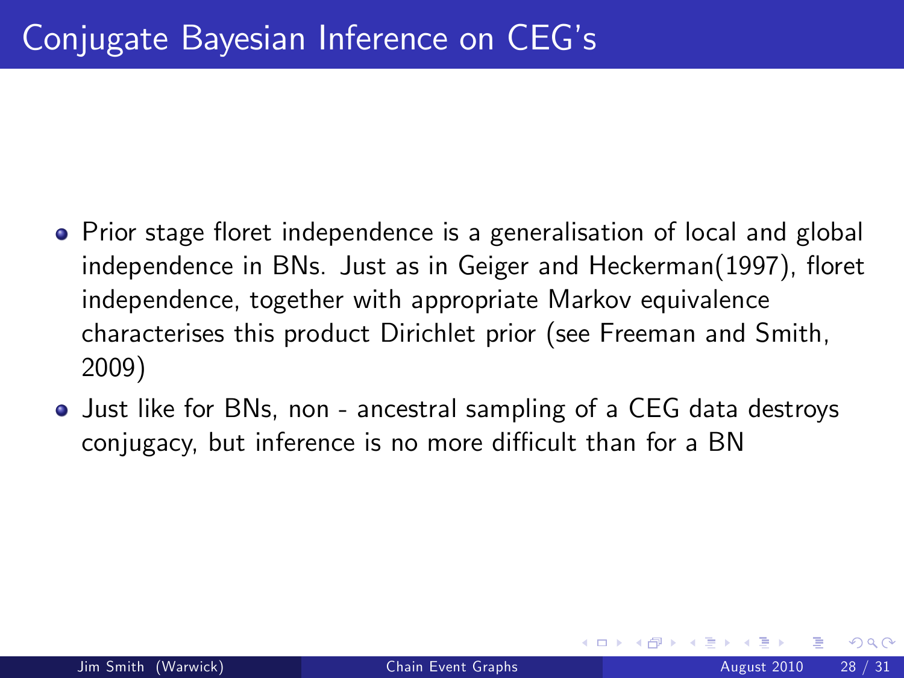# Conjugate Bayesian Inference on CEG's

- Prior stage floret independence is a generalisation of local and global independence in BNs. Just as in Geiger and Heckerman(1997), floret independence, together with appropriate Markov equivalence characterises this product Dirichlet prior (see Freeman and Smith, 2009)
- Just like for BNs, non - ancestral sampling of a CEG data destroys conjugacy, but inference is no more difficult than for a BN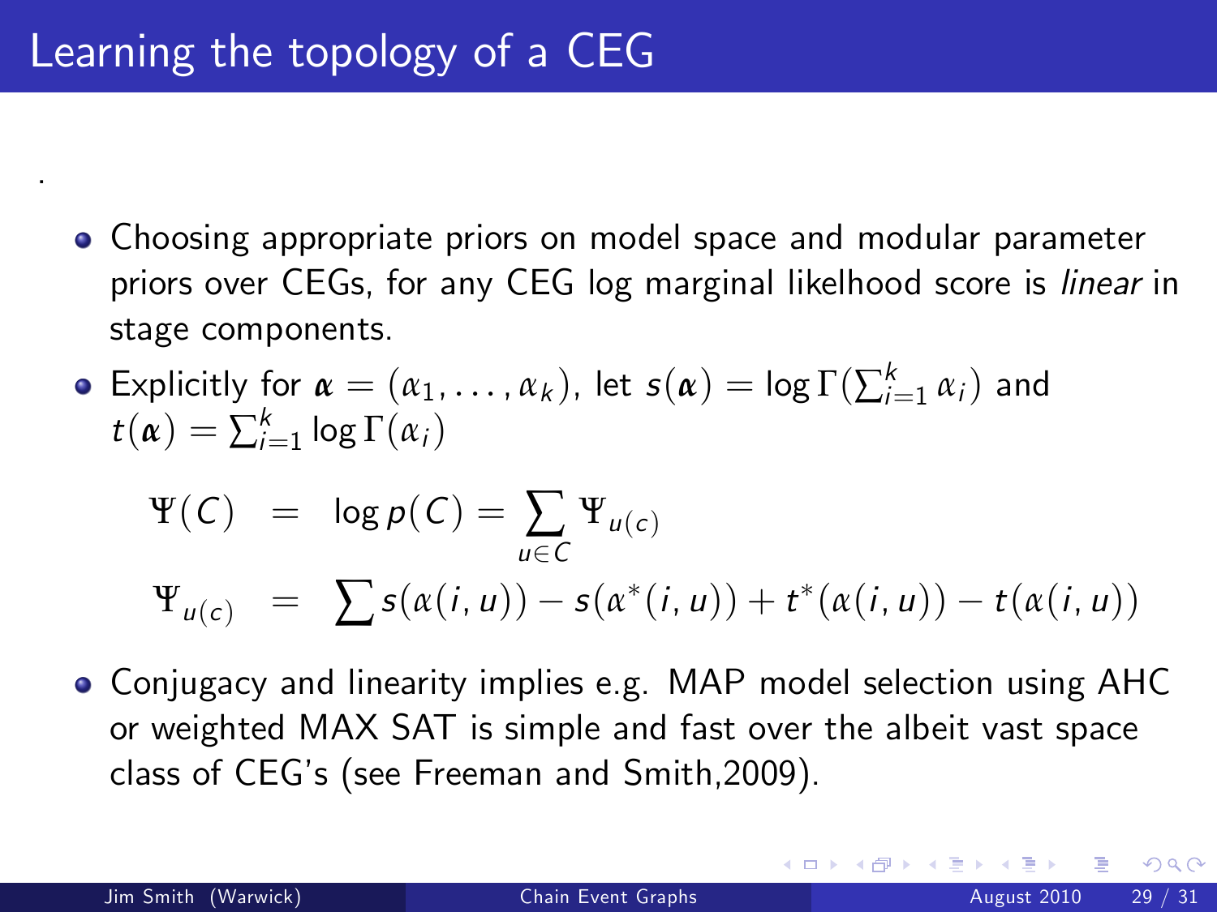# Learning the topology of a CEG

.

- Choosing appropriate priors on model space and modular parameter priors over CEGs, for any CEG log marginal likelihood score is *linear* in stage components.
- Explicitly for $\boldsymbol{\alpha} = (\alpha_1, \ldots, \alpha_k)$, let $s(\boldsymbol{\alpha}) = \log \Gamma(\sum_{i=1}^{k} \alpha_i)$ and $t(\boldsymbol{\alpha}) = \sum_{i=1}^{k} \log \Gamma(\alpha_i)$

$$
\begin{aligned}
\Psi(C) &= \log p(C) = \sum_{u \in C} \Psi_{u(c)} \\
\Psi_{u(c)} &= \sum s(\alpha(i,u)) - s(\alpha^*(i,u)) + t^*(\alpha(i,u)) - t(\alpha(i,u))
\end{aligned}
$$

- Conjugacy and linearity implies e.g. MAP model selection using AHC or weighted MAX SAT is simple and fast over the albeit vast space class of CEG's (see Freeman and Smith,2009).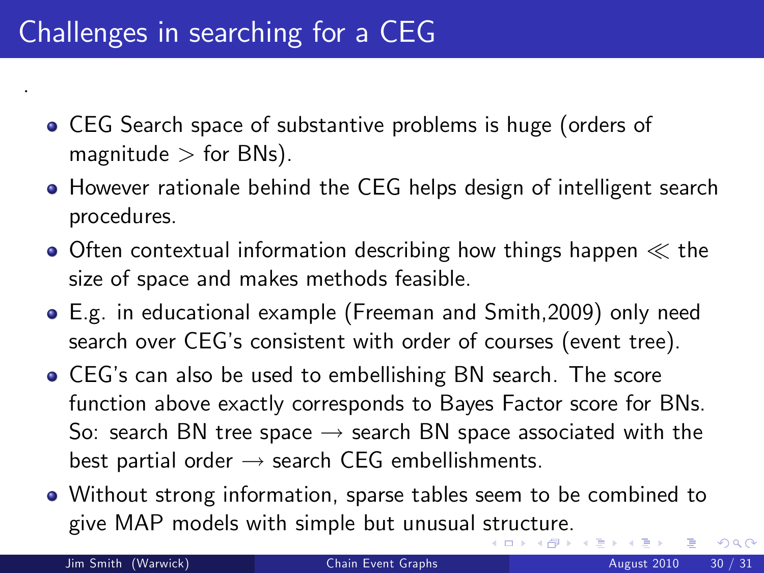# Challenges in searching for a CEG

.

- CEG Search space of substantive problems is huge (orders of magnitude $>$ for BNs).
- However rationale behind the CEG helps design of intelligent search procedures.
- Often contextual information describing how things happen $\ll$ the size of space and makes methods feasible.
- E.g. in educational example (Freeman and Smith,2009) only need search over CEG's consistent with order of courses (event tree).
- CEG's can also be used to embellishing BN search. The score function above exactly corresponds to Bayes Factor score for BNs. So: search BN tree space $\rightarrow$ search BN space associated with the best partial order $\rightarrow$ search CEG embellishments.
- Without strong information, sparse tables seem to be combined to give MAP models with simple but unusual structure.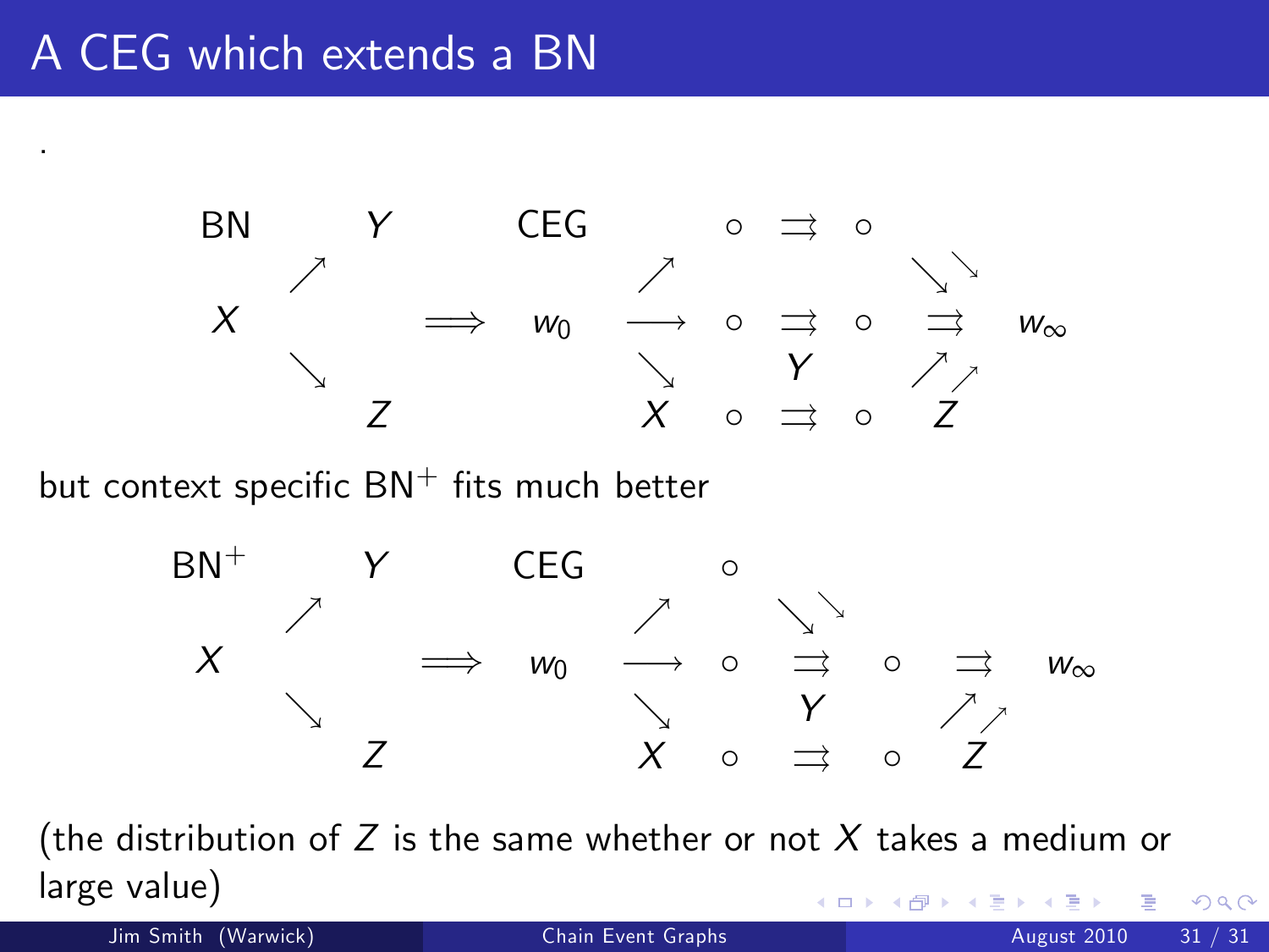# A CEG which extends a BN

.

BN

Y

X

Z

$\Longrightarrow$

CEG

$w_0$

X

Y

Z

$w_\infty$

but context specific BN$^+$ fits much better

BN$^+$

Y

X

Z

$\Longrightarrow$

CEG

$w_0$

X

Y

Z

$w_\infty$

(the distribution of $Z$ is the same whether or not $X$ takes a medium or large value)